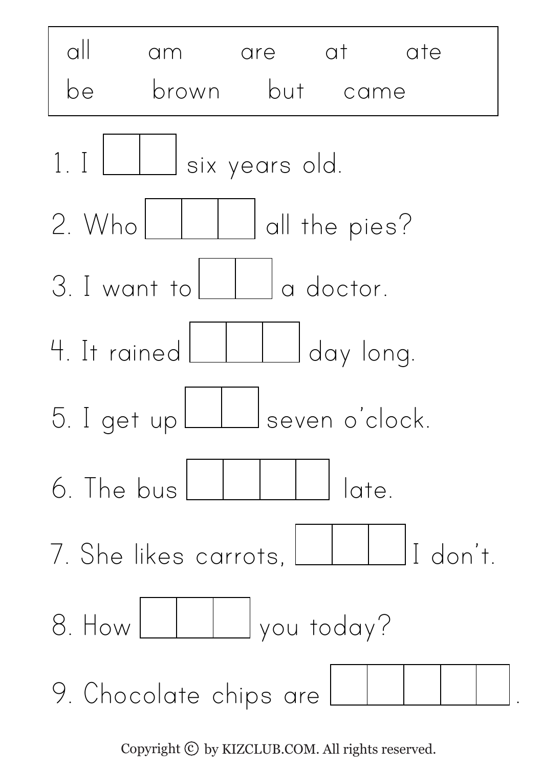| all | am | are | at | ate |
| --- | --- | --- | --- | --- |
| be | brown | but | came | |

1. I [ ][ ] six years old.

2. Who [ ][ ][ ] all the pies?

3. I want to [ ][ ] a doctor.

4. It rained [ ][ ][ ] day long.

5. I get up [ ][ ] seven o'clock.

6. The bus [ ][ ][ ][ ] late.

7. She likes carrots, [ ][ ][ ] I don't.

8. How [ ][ ][ ] you today?

9. Chocolate chips are [ ][ ][ ][ ][ ].

Copyright © by KIZCLUB.COM. All rights reserved.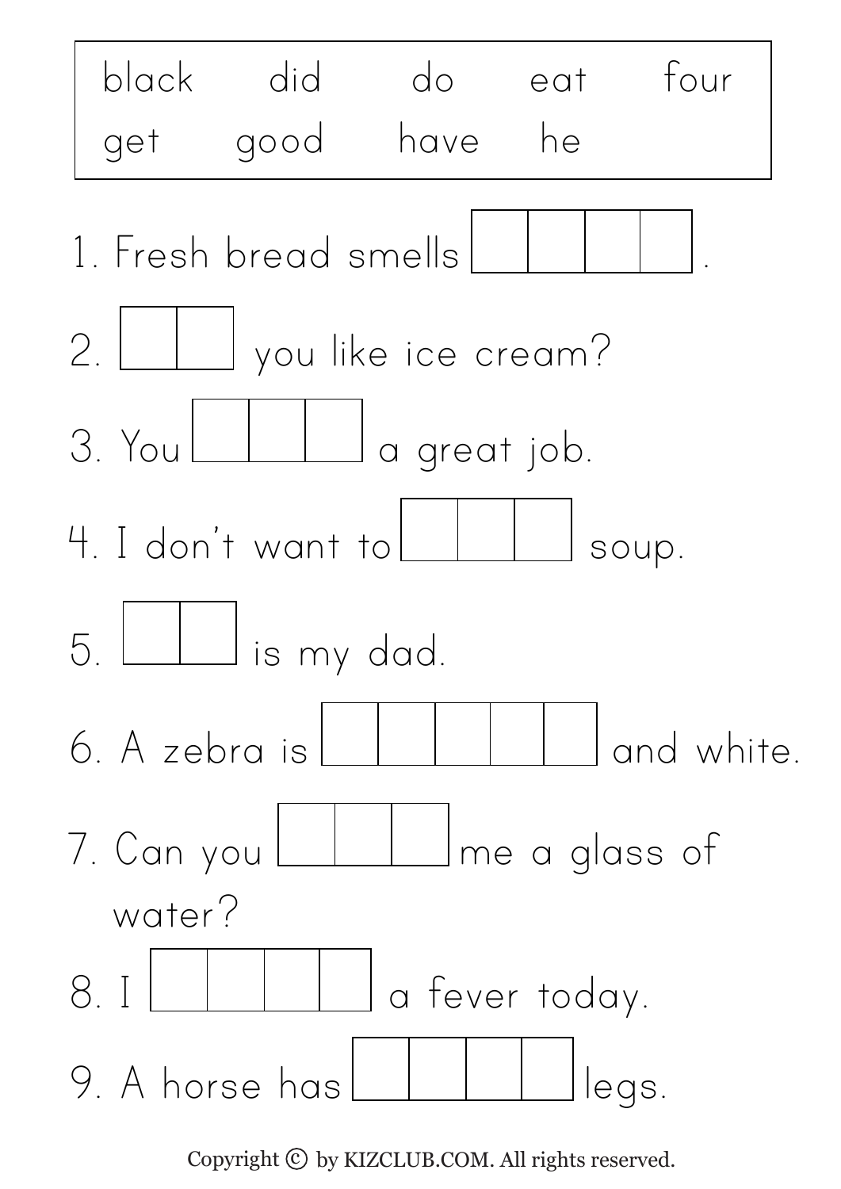| black | did | do | eat | four |
| --- | --- | --- | --- | --- |
| get | good | have | he | |

1. Fresh bread smells ____ .

2. ____ you like ice cream?

3. You ____ a great job.

4. I don't want to ____ soup.

5. ____ is my dad.

6. A zebra is ____ and white.

7. Can you ____ me a glass of water?

8. I ____ a fever today.

9. A horse has ____ legs.

Copyright © by KIZCLUB.COM. All rights reserved.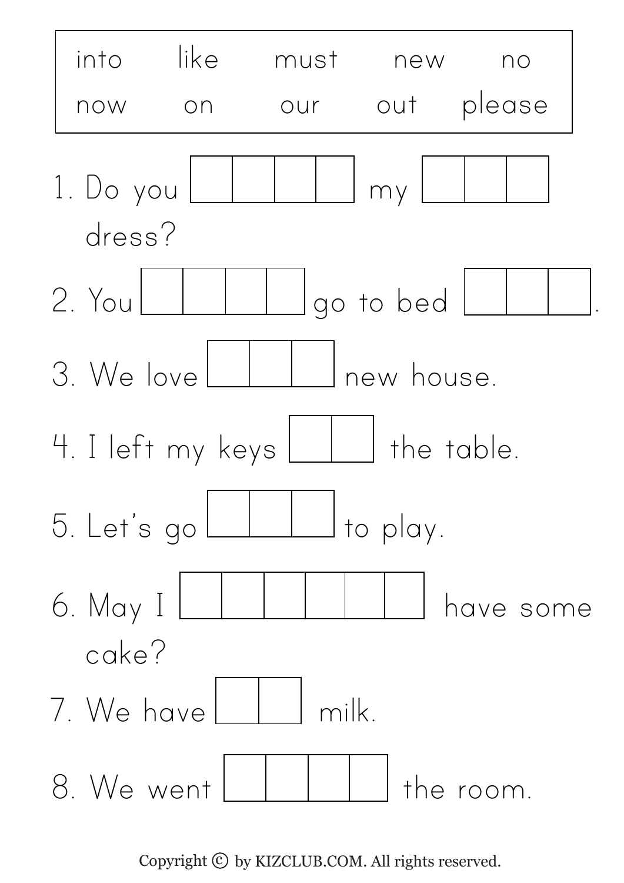| into | like | must | new | no |
| --- | --- | --- | --- | --- |
| now | on | our | out | please |

1. Do you ☐☐☐☐ my ☐☐☐ dress?
2. You ☐☐☐☐ go to bed ☐☐☐.
3. We love ☐☐☐ new house.
4. I left my keys ☐☐ the table.
5. Let's go ☐☐☐ to play.
6. May I ☐☐☐☐☐☐ have some cake?
7. We have ☐☐ milk.
8. We went ☐☐☐☐ the room.

Copyright © by KIZCLUB.COM. All rights reserved.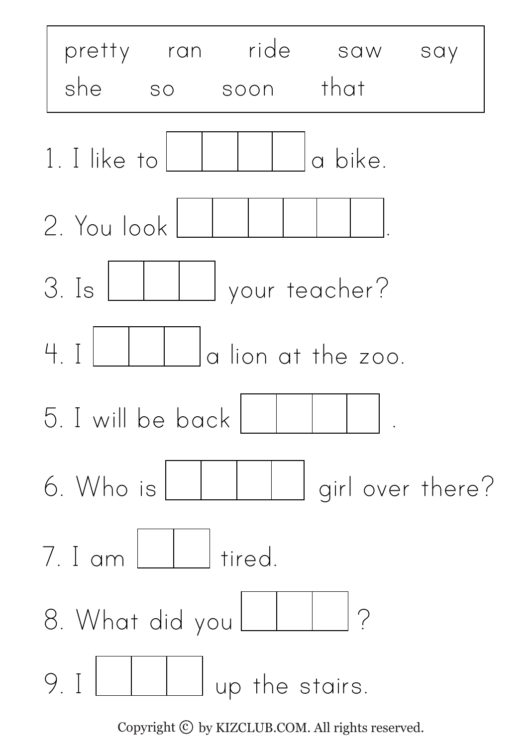| pretty | ran | ride | saw | say |
| --- | --- | --- | --- | --- |
| she | so | soon | that | |

1. I like to ____ a bike.

2. You look ______.

3. Is ___ your teacher?

4. I ___ a lion at the zoo.

5. I will be back ____ .

6. Who is ____ girl over there?

7. I am __ tired.

8. What did you ___?

9. I ___ up the stairs.

Copyright © by KIZCLUB.COM. All rights reserved.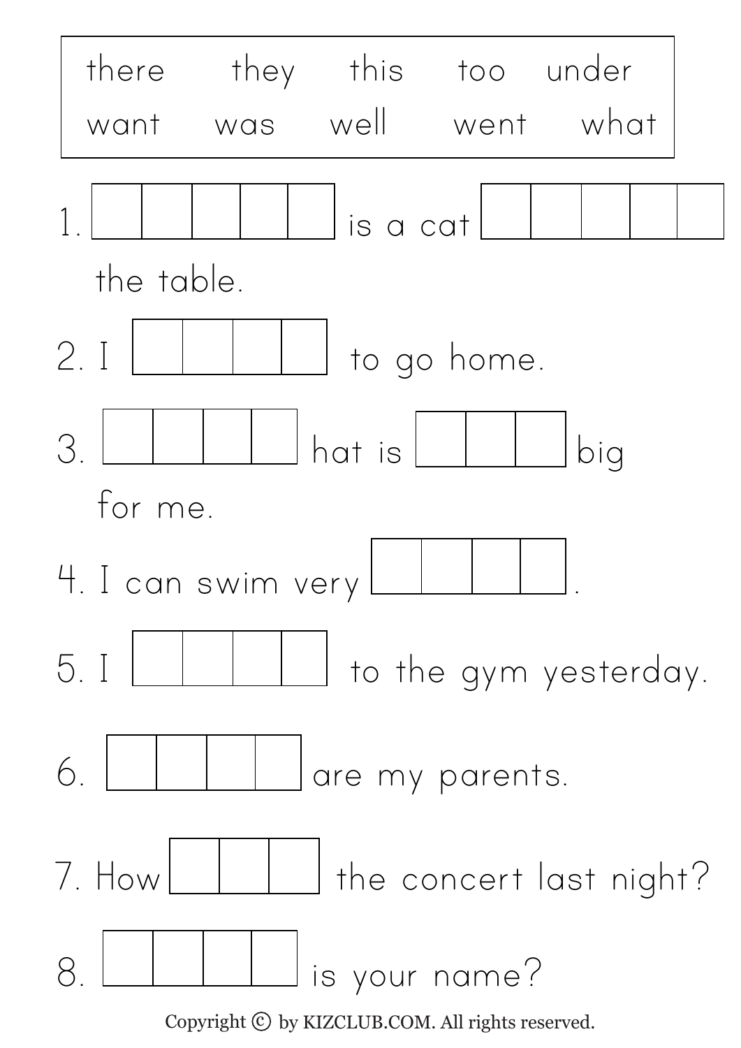| there | they | this | too | under |
| --- | --- | --- | --- | --- |
| want | was | well | went | what |

1. _ _ _ _ _ is a cat _ _ _ _ _ the table.

2. I _ _ _ _ to go home.

3. _ _ _ _ hat is _ _ _ big for me.

4. I can swim very _ _ _ _.

5. I _ _ _ _ to the gym yesterday.

6. _ _ _ _ are my parents.

7. How _ _ _ the concert last night?

8. _ _ _ _ is your name?

Copyright © by KIZCLUB.COM. All rights reserved.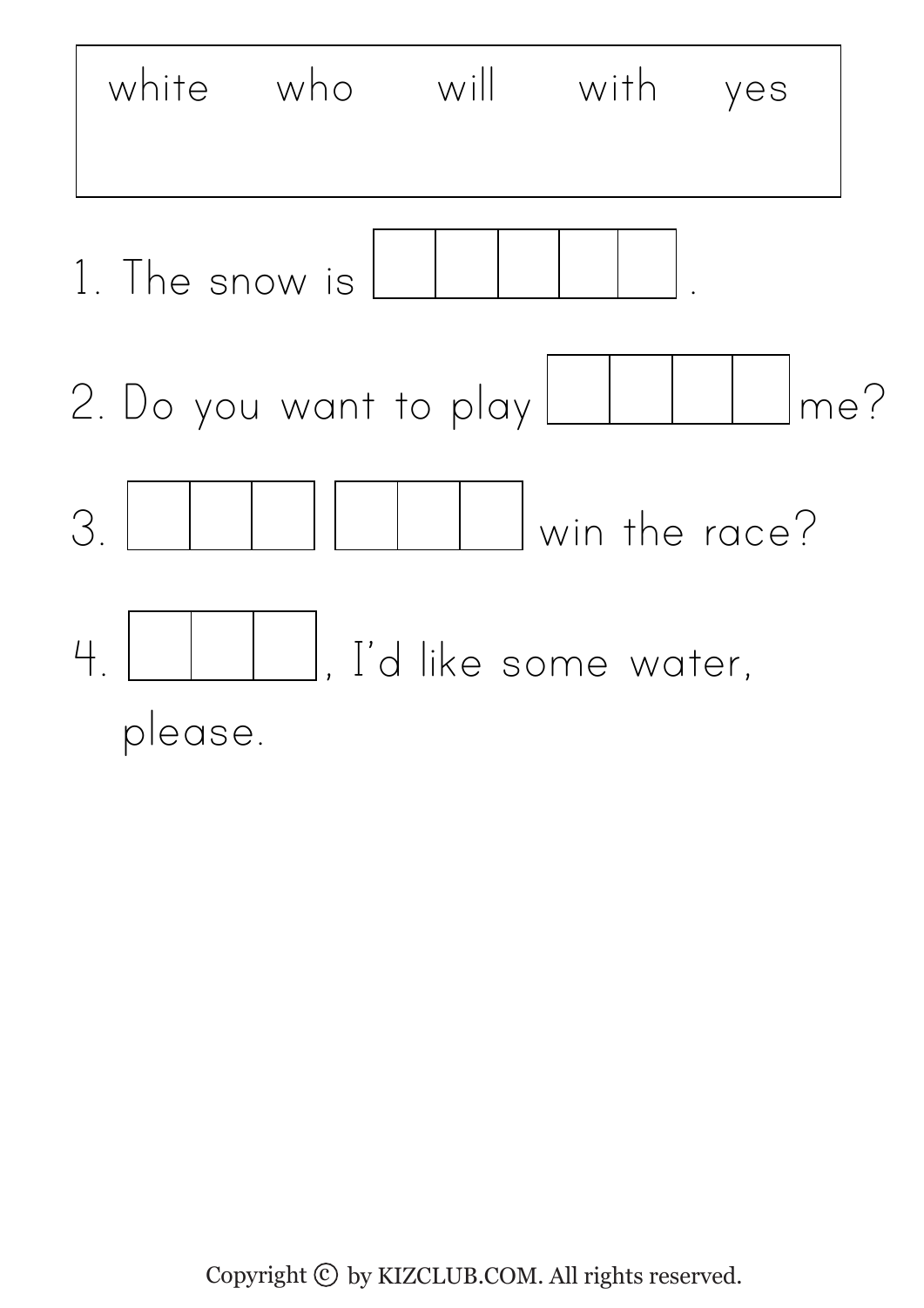white who will with yes

1. The snow is _ _ _ _ _ .

2. Do you want to play _ _ _ _ me?

3. _ _ _ _ _ _ win the race?

4. _ _ _, I'd like some water, please.

Copyright © by KIZCLUB.COM. All rights reserved.